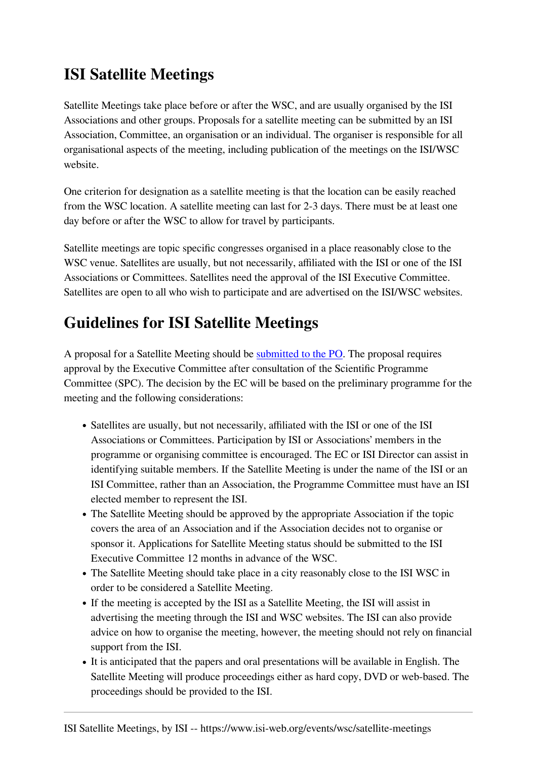# ISI Satellite Meetings

Satellite Meetings take place before or after the WSC, and are usually organised by the ISI Associations and other groups. Proposals for a satellite meeting can be submitted by an ISI Association, Committee, an organisation or an individual. The organiser is responsible for all organisational aspects of the meeting, including publication of the meetings on the ISI/WSC website.

One criterion for designation as a satellite meeting is that the location can be easily reached from the WSC location. A satellite meeting can last for 2-3 days. There must be at least one day before or after the WSC to allow for travel by participants.

Satellite meetings are topic specific congresses organised in a place reasonably close to the WSC venue. Satellites are usually, but not necessarily, affiliated with the ISI or one of the ISI Associations or Committees. Satellites need the approval of the ISI Executive Committee. Satellites are open to all who wish to participate and are advertised on the ISI/WSC websites.

# Guidelines for ISI Satellite Meetings

A proposal for a Satellite Meeting should be submitted to the PO. The proposal requires approval by the Executive Committee after consultation of the Scientific Programme Committee (SPC). The decision by the EC will be based on the preliminary programme for the meeting and the following considerations:

- Satellites are usually, but not necessarily, affiliated with the ISI or one of the ISI Associations or Committees. Participation by ISI or Associations' members in the programme or organising committee is encouraged. The EC or ISI Director can assist in identifying suitable members. If the Satellite Meeting is under the name of the ISI or an ISI Committee, rather than an Association, the Programme Committee must have an ISI elected member to represent the ISI.
- The Satellite Meeting should be approved by the appropriate Association if the topic covers the area of an Association and if the Association decides not to organise or sponsor it. Applications for Satellite Meeting status should be submitted to the ISI Executive Committee 12 months in advance of the WSC.
- The Satellite Meeting should take place in a city reasonably close to the ISI WSC in order to be considered a Satellite Meeting.
- If the meeting is accepted by the ISI as a Satellite Meeting, the ISI will assist in advertising the meeting through the ISI and WSC websites. The ISI can also provide advice on how to organise the meeting, however, the meeting should not rely on financial support from the ISI.
- It is anticipated that the papers and oral presentations will be available in English. The Satellite Meeting will produce proceedings either as hard copy, DVD or web-based. The proceedings should be provided to the ISI.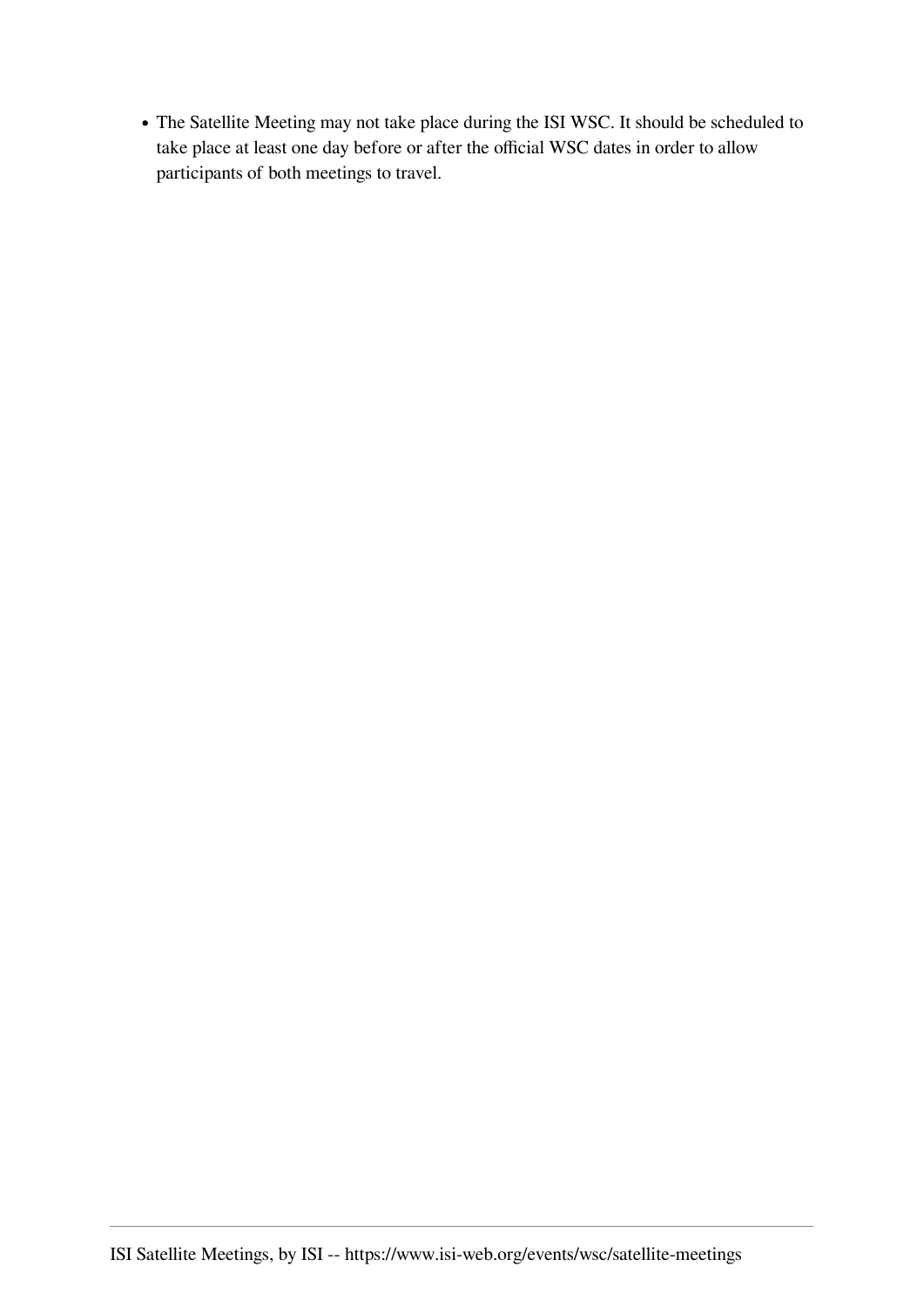- The Satellite Meeting may not take place during the ISI WSC. It should be scheduled to take place at least one day before or after the official WSC dates in order to allow participants of both meetings to travel.